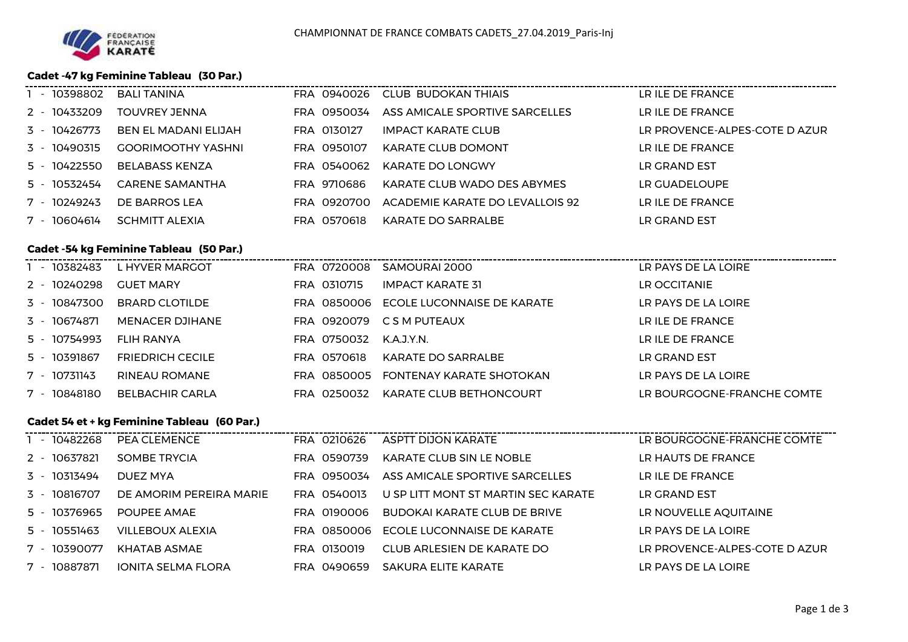CHAMPIONNAT DE FRANCE COMBATS CADETS_27.04.2019_Paris-Inj

### Cadet -47 kg Feminine Tableau (30 Par.)

| Rang | Licence | Nom | Pays | Club N° | Club | Ligue |
|---|---|---|---|---|---|---|
| 1 | 10398802 | BALI TANINA | FRA | 0940026 | CLUB BUDOKAN THIAIS | LR ILE DE FRANCE |
| 2 | 10433209 | TOUVREY JENNA | FRA | 0950034 | ASS AMICALE SPORTIVE SARCELLES | LR ILE DE FRANCE |
| 3 | 10426773 | BEN EL MADANI ELIJAH | FRA | 0130127 | IMPACT KARATE CLUB | LR PROVENCE-ALPES-COTE D AZUR |
| 3 | 10490315 | GOORIMOOTHY YASHNI | FRA | 0950107 | KARATE CLUB DOMONT | LR ILE DE FRANCE |
| 5 | 10422550 | BELABASS KENZA | FRA | 0540062 | KARATE DO LONGWY | LR GRAND EST |
| 5 | 10532454 | CARENE SAMANTHA | FRA | 9710686 | KARATE CLUB WADO DES ABYMES | LR GUADELOUPE |
| 7 | 10249243 | DE BARROS LEA | FRA | 0920700 | ACADEMIE KARATE DO LEVALLOIS 92 | LR ILE DE FRANCE |
| 7 | 10604614 | SCHMITT ALEXIA | FRA | 0570618 | KARATE DO SARRALBE | LR GRAND EST |

### Cadet -54 kg Feminine Tableau (50 Par.)

| Rang | Licence | Nom | Pays | Club N° | Club | Ligue |
|---|---|---|---|---|---|---|
| 1 | 10382483 | L HYVER MARGOT | FRA | 0720008 | SAMOURAI 2000 | LR PAYS DE LA LOIRE |
| 2 | 10240298 | GUET MARY | FRA | 0310715 | IMPACT KARATE 31 | LR OCCITANIE |
| 3 | 10847300 | BRARD CLOTILDE | FRA | 0850006 | ECOLE LUCONNAISE DE KARATE | LR PAYS DE LA LOIRE |
| 3 | 10674871 | MENACER DJIHANE | FRA | 0920079 | C S M PUTEAUX | LR ILE DE FRANCE |
| 5 | 10754993 | FLIH RANYA | FRA | 0750032 | K.A.J.Y.N. | LR ILE DE FRANCE |
| 5 | 10391867 | FRIEDRICH CECILE | FRA | 0570618 | KARATE DO SARRALBE | LR GRAND EST |
| 7 | 10731143 | RINEAU ROMANE | FRA | 0850005 | FONTENAY KARATE SHOTOKAN | LR PAYS DE LA LOIRE |
| 7 | 10848180 | BELBACHIR CARLA | FRA | 0250032 | KARATE CLUB BETHONCOURT | LR BOURGOGNE-FRANCHE COMTE |

### Cadet 54 et + kg Feminine Tableau (60 Par.)

| Rang | Licence | Nom | Pays | Club N° | Club | Ligue |
|---|---|---|---|---|---|---|
| 1 | 10482268 | PEA CLEMENCE | FRA | 0210626 | ASPTT DIJON KARATE | LR BOURGOGNE-FRANCHE COMTE |
| 2 | 10637821 | SOMBE TRYCIA | FRA | 0590739 | KARATE CLUB SIN LE NOBLE | LR HAUTS DE FRANCE |
| 3 | 10313494 | DUEZ MYA | FRA | 0950034 | ASS AMICALE SPORTIVE SARCELLES | LR ILE DE FRANCE |
| 3 | 10816707 | DE AMORIM PEREIRA MARIE | FRA | 0540013 | U SP LITT MONT ST MARTIN SEC KARATE | LR GRAND EST |
| 5 | 10376965 | POUPEE AMAE | FRA | 0190006 | BUDOKAI KARATE CLUB DE BRIVE | LR NOUVELLE AQUITAINE |
| 5 | 10551463 | VILLEBOUX ALEXIA | FRA | 0850006 | ECOLE LUCONNAISE DE KARATE | LR PAYS DE LA LOIRE |
| 7 | 10390077 | KHATAB ASMAE | FRA | 0130019 | CLUB ARLESIEN DE KARATE DO | LR PROVENCE-ALPES-COTE D AZUR |
| 7 | 10887871 | IONITA SELMA FLORA | FRA | 0490659 | SAKURA ELITE KARATE | LR PAYS DE LA LOIRE |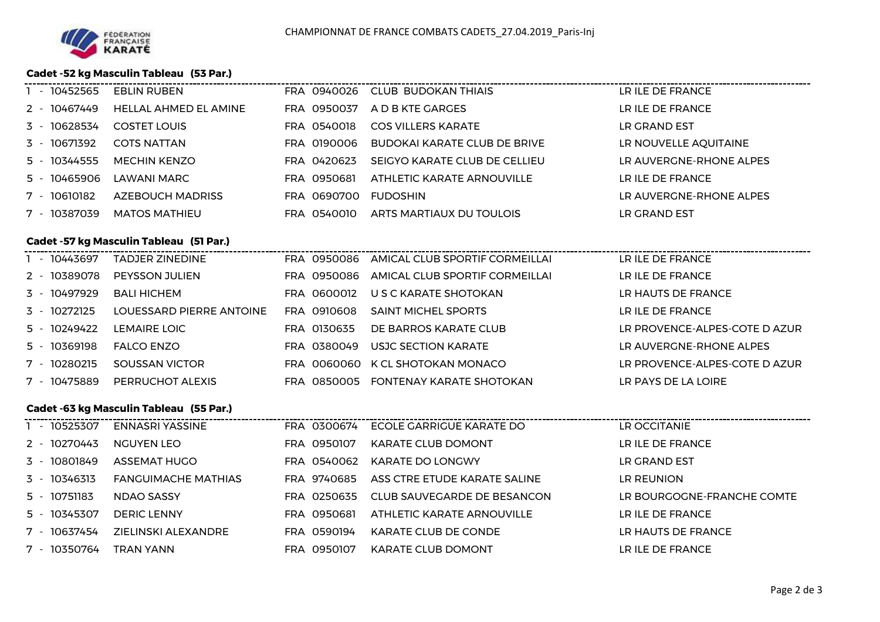## Cadet -52 kg Masculin Tableau (53 Par.)

| Rang | Licence | Nom | Pays | Club N° | Club | Ligue |
|---|---|---|---|---|---|---|
| 1 | 10452565 | EBLIN RUBEN | FRA | 0940026 | CLUB BUDOKAN THIAIS | LR ILE DE FRANCE |
| 2 | 10467449 | HELLAL AHMED EL AMINE | FRA | 0950037 | A D B KTE GARGES | LR ILE DE FRANCE |
| 3 | 10628534 | COSTET LOUIS | FRA | 0540018 | COS VILLERS KARATE | LR GRAND EST |
| 3 | 10671392 | COTS NATTAN | FRA | 0190006 | BUDOKAI KARATE CLUB DE BRIVE | LR NOUVELLE AQUITAINE |
| 5 | 10344555 | MECHIN KENZO | FRA | 0420623 | SEIGYO KARATE CLUB DE CELLIEU | LR AUVERGNE-RHONE ALPES |
| 5 | 10465906 | LAWANI MARC | FRA | 0950681 | ATHLETIC KARATE ARNOUVILLE | LR ILE DE FRANCE |
| 7 | 10610182 | AZEBOUCH MADRISS | FRA | 0690700 | FUDOSHIN | LR AUVERGNE-RHONE ALPES |
| 7 | 10387039 | MATOS MATHIEU | FRA | 0540010 | ARTS MARTIAUX DU TOULOIS | LR GRAND EST |

## Cadet -57 kg Masculin Tableau (51 Par.)

| Rang | Licence | Nom | Pays | Club N° | Club | Ligue |
|---|---|---|---|---|---|---|
| 1 | 10443697 | TADJER ZINEDINE | FRA | 0950086 | AMICAL CLUB SPORTIF CORMEILLAI | LR ILE DE FRANCE |
| 2 | 10389078 | PEYSSON JULIEN | FRA | 0950086 | AMICAL CLUB SPORTIF CORMEILLAI | LR ILE DE FRANCE |
| 3 | 10497929 | BALI HICHEM | FRA | 0600012 | U S C KARATE SHOTOKAN | LR HAUTS DE FRANCE |
| 3 | 10272125 | LOUESSARD PIERRE ANTOINE | FRA | 0910608 | SAINT MICHEL SPORTS | LR ILE DE FRANCE |
| 5 | 10249422 | LEMAIRE LOIC | FRA | 0130635 | DE BARROS KARATE CLUB | LR PROVENCE-ALPES-COTE D AZUR |
| 5 | 10369198 | FALCO ENZO | FRA | 0380049 | USJC SECTION KARATE | LR AUVERGNE-RHONE ALPES |
| 7 | 10280215 | SOUSSAN VICTOR | FRA | 0060060 | K CL SHOTOKAN MONACO | LR PROVENCE-ALPES-COTE D AZUR |
| 7 | 10475889 | PERRUCHOT ALEXIS | FRA | 0850005 | FONTENAY KARATE SHOTOKAN | LR PAYS DE LA LOIRE |

## Cadet -63 kg Masculin Tableau (55 Par.)

| Rang | Licence | Nom | Pays | Club N° | Club | Ligue |
|---|---|---|---|---|---|---|
| 1 | 10525307 | ENNASRI YASSINE | FRA | 0300674 | ECOLE GARRIGUE KARATE DO | LR OCCITANIE |
| 2 | 10270443 | NGUYEN LEO | FRA | 0950107 | KARATE CLUB DOMONT | LR ILE DE FRANCE |
| 3 | 10801849 | ASSEMAT HUGO | FRA | 0540062 | KARATE DO LONGWY | LR GRAND EST |
| 3 | 10346313 | FANGUIMACHE MATHIAS | FRA | 9740685 | ASS CTRE ETUDE KARATE SALINE | LR REUNION |
| 5 | 10751183 | NDAO SASSY | FRA | 0250635 | CLUB SAUVEGARDE DE BESANCON | LR BOURGOGNE-FRANCHE COMTE |
| 5 | 10345307 | DERIC LENNY | FRA | 0950681 | ATHLETIC KARATE ARNOUVILLE | LR ILE DE FRANCE |
| 7 | 10637454 | ZIELINSKI ALEXANDRE | FRA | 0590194 | KARATE CLUB DE CONDE | LR HAUTS DE FRANCE |
| 7 | 10350764 | TRAN YANN | FRA | 0950107 | KARATE CLUB DOMONT | LR ILE DE FRANCE |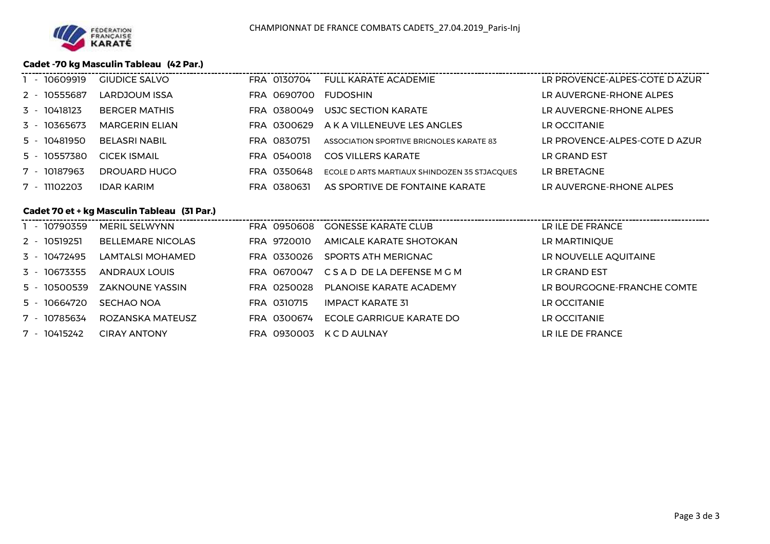#### Cadet -70 kg Masculin Tableau (42 Par.)

| | | | | | |
|---|---|---|---|---|---|
| 1 - | 10609919 | GIUDICE SALVO | FRA 0130704 | FULL KARATE ACADEMIE | LR PROVENCE-ALPES-COTE D AZUR |
| 2 - | 10555687 | LARDJOUM ISSA | FRA 0690700 | FUDOSHIN | LR AUVERGNE-RHONE ALPES |
| 3 - | 10418123 | BERGER MATHIS | FRA 0380049 | USJC SECTION KARATE | LR AUVERGNE-RHONE ALPES |
| 3 - | 10365673 | MARGERIN ELIAN | FRA 0300629 | A K A VILLENEUVE LES ANGLES | LR OCCITANIE |
| 5 - | 10481950 | BELASRI NABIL | FRA 0830751 | ASSOCIATION SPORTIVE BRIGNOLES KARATE 83 | LR PROVENCE-ALPES-COTE D AZUR |
| 5 - | 10557380 | CICEK ISMAIL | FRA 0540018 | COS VILLERS KARATE | LR GRAND EST |
| 7 - | 10187963 | DROUARD HUGO | FRA 0350648 | ECOLE D ARTS MARTIAUX SHINDOZEN 35 STJACQUES | LR BRETAGNE |
| 7 - | 11102203 | IDAR KARIM | FRA 0380631 | AS SPORTIVE DE FONTAINE KARATE | LR AUVERGNE-RHONE ALPES |

#### Cadet 70 et + kg Masculin Tableau (31 Par.)

| | | | | | |
|---|---|---|---|---|---|
| 1 - | 10790359 | MERIL SELWYNN | FRA 0950608 | GONESSE KARATE CLUB | LR ILE DE FRANCE |
| 2 - | 10519251 | BELLEMARE NICOLAS | FRA 9720010 | AMICALE KARATE SHOTOKAN | LR MARTINIQUE |
| 3 - | 10472495 | LAMTALSI MOHAMED | FRA 0330026 | SPORTS ATH MERIGNAC | LR NOUVELLE AQUITAINE |
| 3 - | 10673355 | ANDRAUX LOUIS | FRA 0670047 | C S A D DE LA DEFENSE M G M | LR GRAND EST |
| 5 - | 10500539 | ZAKNOUNE YASSIN | FRA 0250028 | PLANOISE KARATE ACADEMY | LR BOURGOGNE-FRANCHE COMTE |
| 5 - | 10664720 | SECHAO NOA | FRA 0310715 | IMPACT KARATE 31 | LR OCCITANIE |
| 7 - | 10785634 | ROZANSKA MATEUSZ | FRA 0300674 | ECOLE GARRIGUE KARATE DO | LR OCCITANIE |
| 7 - | 10415242 | CIRAY ANTONY | FRA 0930003 | K C D AULNAY | LR ILE DE FRANCE |